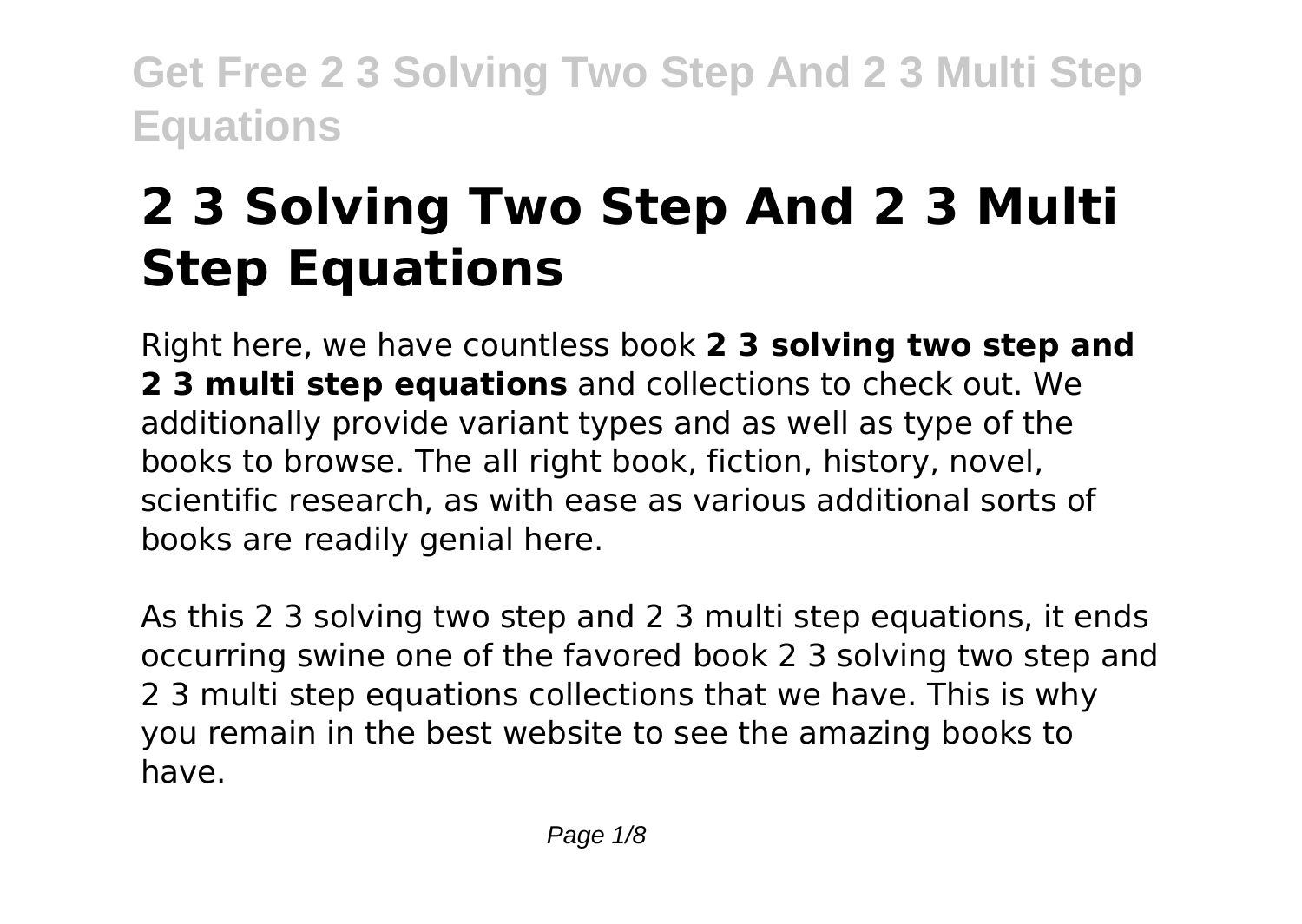# 2 3 Solving Two Step And 2 3 Multi Step Equations

Right here, we have countless book **2 3 solving two step and 2 3 multi step equations** and collections to check out. We additionally provide variant types and as well as type of the books to browse. The all right book, fiction, history, novel, scientific research, as with ease as various additional sorts of books are readily genial here.

As this 2 3 solving two step and 2 3 multi step equations, it ends occurring swine one of the favored book 2 3 solving two step and 2 3 multi step equations collections that we have. This is why you remain in the best website to see the amazing books to have.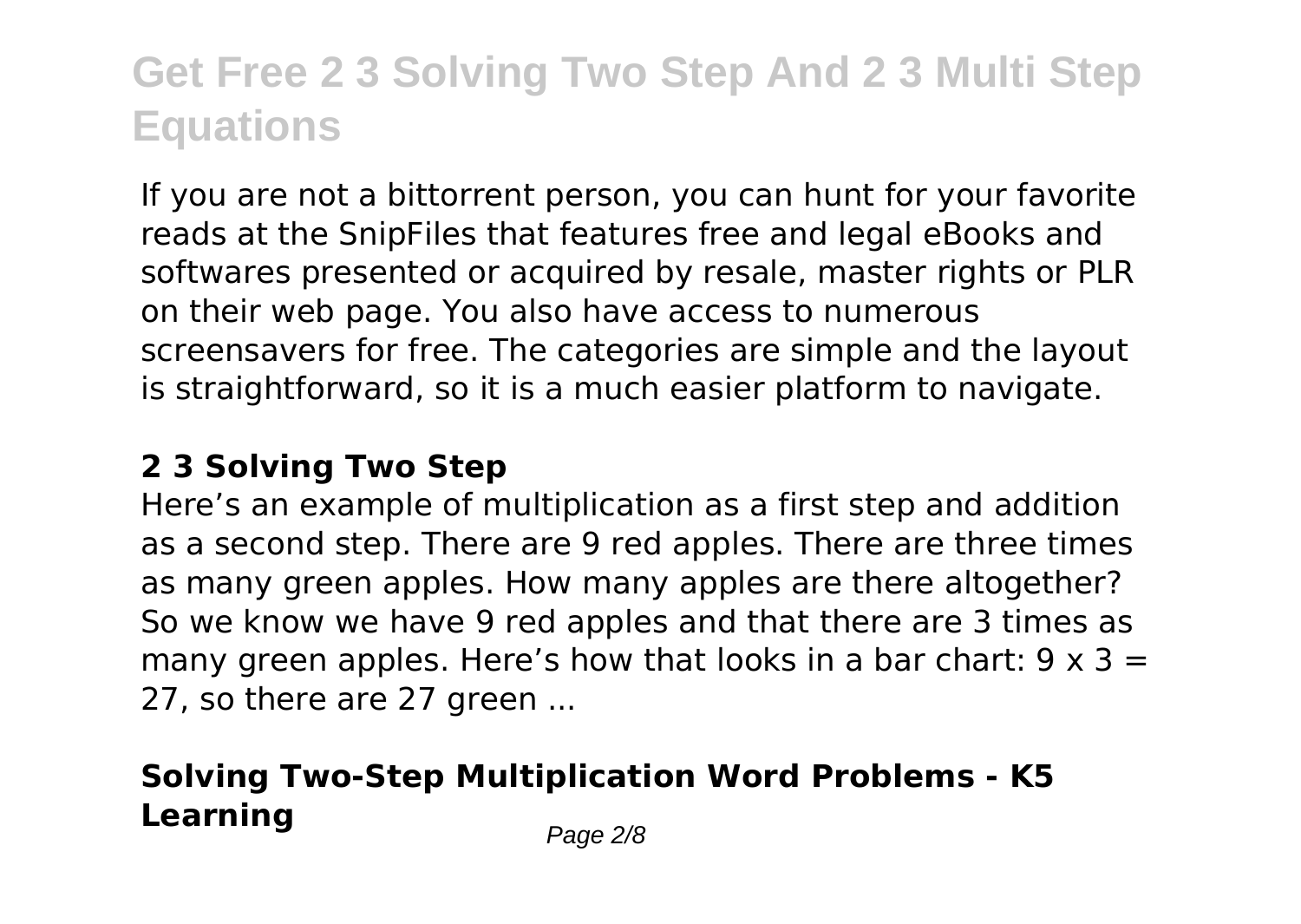# Get Free 2 3 Solving Two Step And 2 3 Multi Step Equations

If you are not a bittorrent person, you can hunt for your favorite reads at the SnipFiles that features free and legal eBooks and softwares presented or acquired by resale, master rights or PLR on their web page. You also have access to numerous screensavers for free. The categories are simple and the layout is straightforward, so it is a much easier platform to navigate.

### 2 3 Solving Two Step

Here's an example of multiplication as a first step and addition as a second step. There are 9 red apples. There are three times as many green apples. How many apples are there altogether? So we know we have 9 red apples and that there are 3 times as many green apples. Here's how that looks in a bar chart: $9 \times 3 = 27$, so there are 27 green ...

## Solving Two-Step Multiplication Word Problems - K5 Learning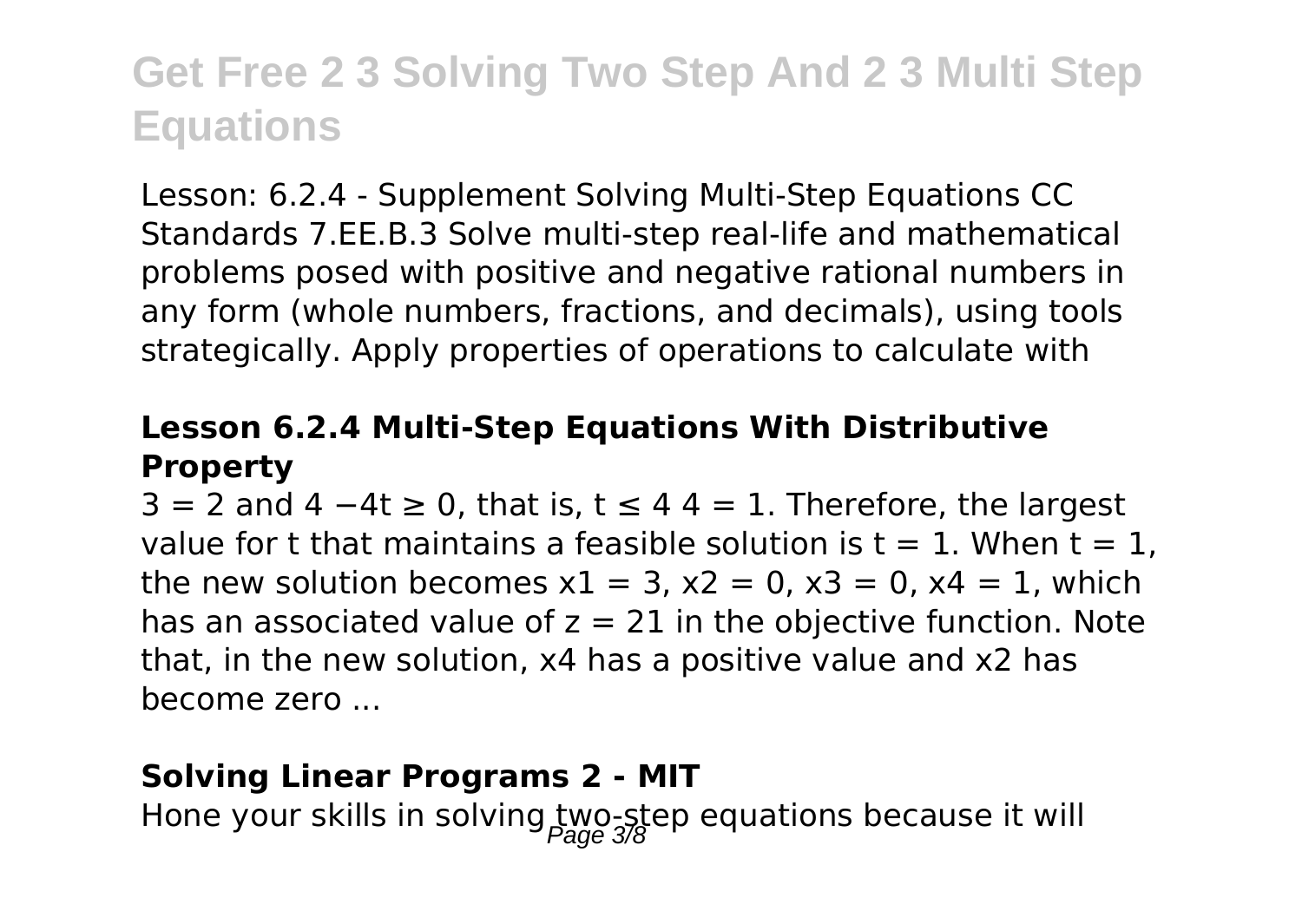Lesson: 6.2.4 - Supplement Solving Multi-Step Equations CC Standards 7.EE.B.3 Solve multi-step real-life and mathematical problems posed with positive and negative rational numbers in any form (whole numbers, fractions, and decimals), using tools strategically. Apply properties of operations to calculate with

### Lesson 6.2.4 Multi-Step Equations With Distributive Property

3 = 2 and $4 - 4t \geq 0$, that is, $t \leq 4$ 4 = 1. Therefore, the largest value for t that maintains a feasible solution is $t = 1$. When $t = 1$, the new solution becomes $x1 = 3$, $x2 = 0$, $x3 = 0$, $x4 = 1$, which has an associated value of $z = 21$ in the objective function. Note that, in the new solution, x4 has a positive value and x2 has become zero ...

### Solving Linear Programs 2 - MIT

Hone your skills in solving two-step equations because it will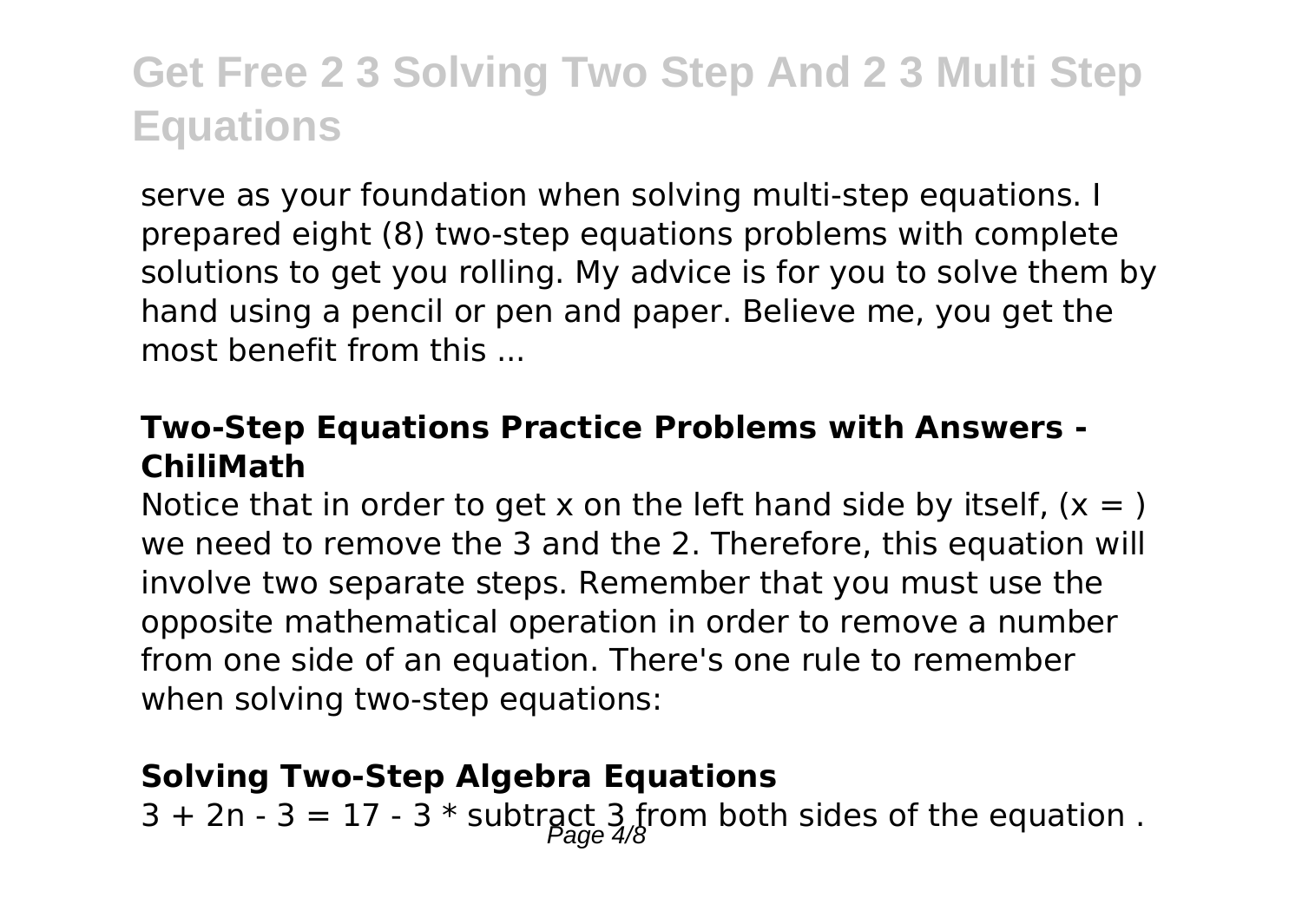serve as your foundation when solving multi-step equations. I prepared eight (8) two-step equations problems with complete solutions to get you rolling. My advice is for you to solve them by hand using a pencil or pen and paper. Believe me, you get the most benefit from this ...

### Two-Step Equations Practice Problems with Answers - ChiliMath

Notice that in order to get x on the left hand side by itself, (x = ) we need to remove the 3 and the 2. Therefore, this equation will involve two separate steps. Remember that you must use the opposite mathematical operation in order to remove a number from one side of an equation. There's one rule to remember when solving two-step equations:

### Solving Two-Step Algebra Equations

$3 + 2n - 3 = 17 - 3$ * subtract 3 from both sides of the equation .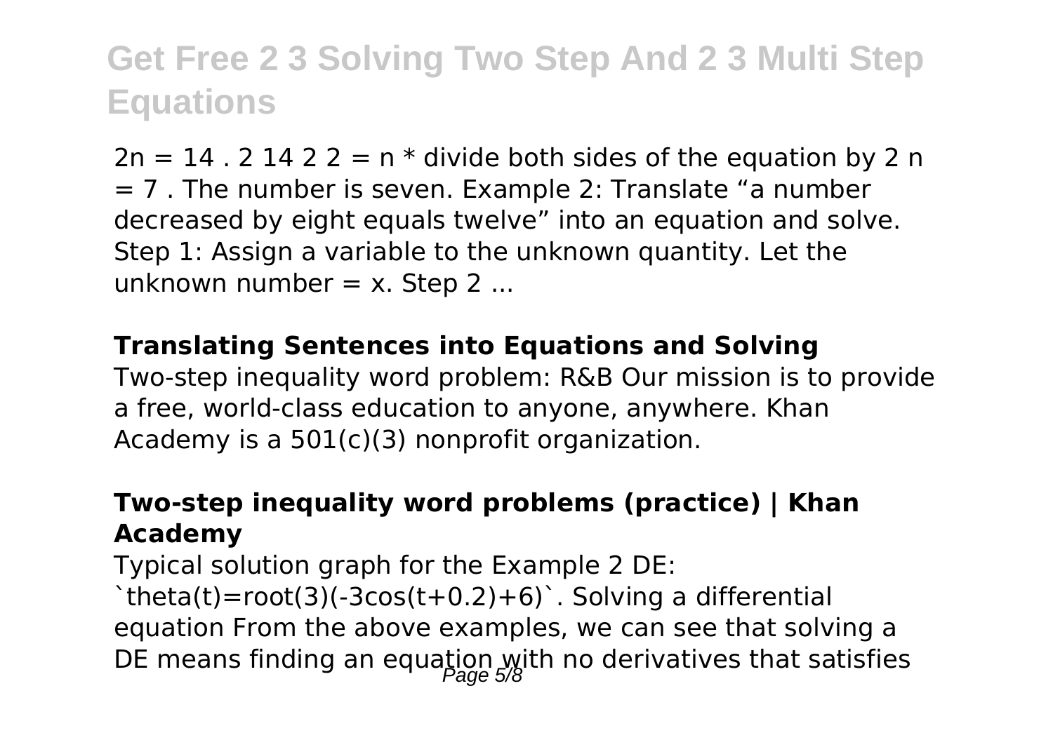$2n = 14$ . 2 14 2 2 = n * divide both sides of the equation by 2 $n = 7$ . The number is seven. Example 2: Translate "a number decreased by eight equals twelve" into an equation and solve. Step 1: Assign a variable to the unknown quantity. Let the unknown number = x. Step 2 ...

### **Translating Sentences into Equations and Solving**

Two-step inequality word problem: R&B Our mission is to provide a free, world-class education to anyone, anywhere. Khan Academy is a 501(c)(3) nonprofit organization.

### **Two-step inequality word problems (practice) | Khan Academy**

Typical solution graph for the Example 2 DE: `theta(t)=root(3)(-3cos(t+0.2)+6)`. Solving a differential equation From the above examples, we can see that solving a DE means finding an equation with no derivatives that satisfies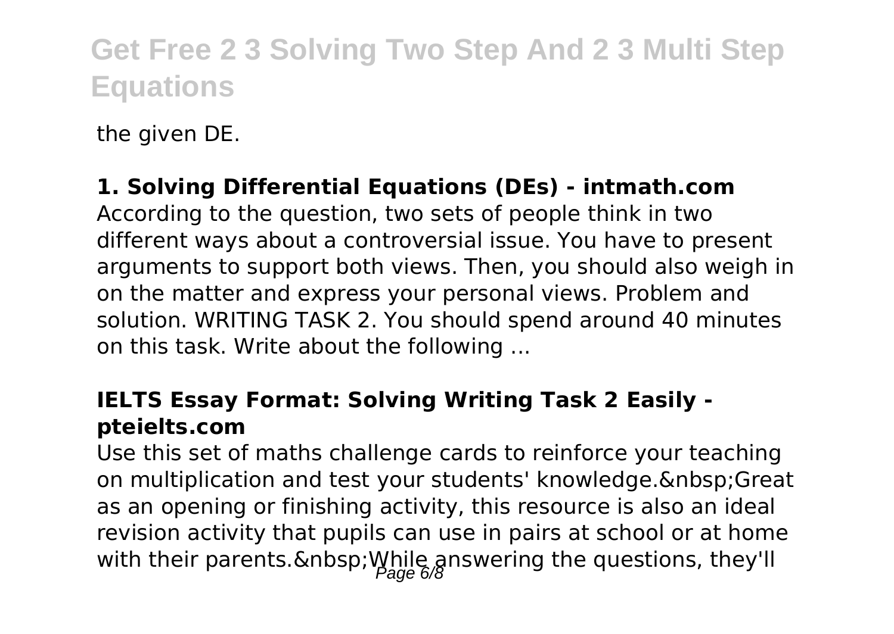the given DE.

**1. Solving Differential Equations (DEs) - intmath.com**

According to the question, two sets of people think in two different ways about a controversial issue. You have to present arguments to support both views. Then, you should also weigh in on the matter and express your personal views. Problem and solution. WRITING TASK 2. You should spend around 40 minutes on this task. Write about the following ...

**IELTS Essay Format: Solving Writing Task 2 Easily - pteielts.com**

Use this set of maths challenge cards to reinforce your teaching on multiplication and test your students' knowledge.&nbsp;Great as an opening or finishing activity, this resource is also an ideal revision activity that pupils can use in pairs at school or at home with their parents.&nbsp;While answering the questions, they'll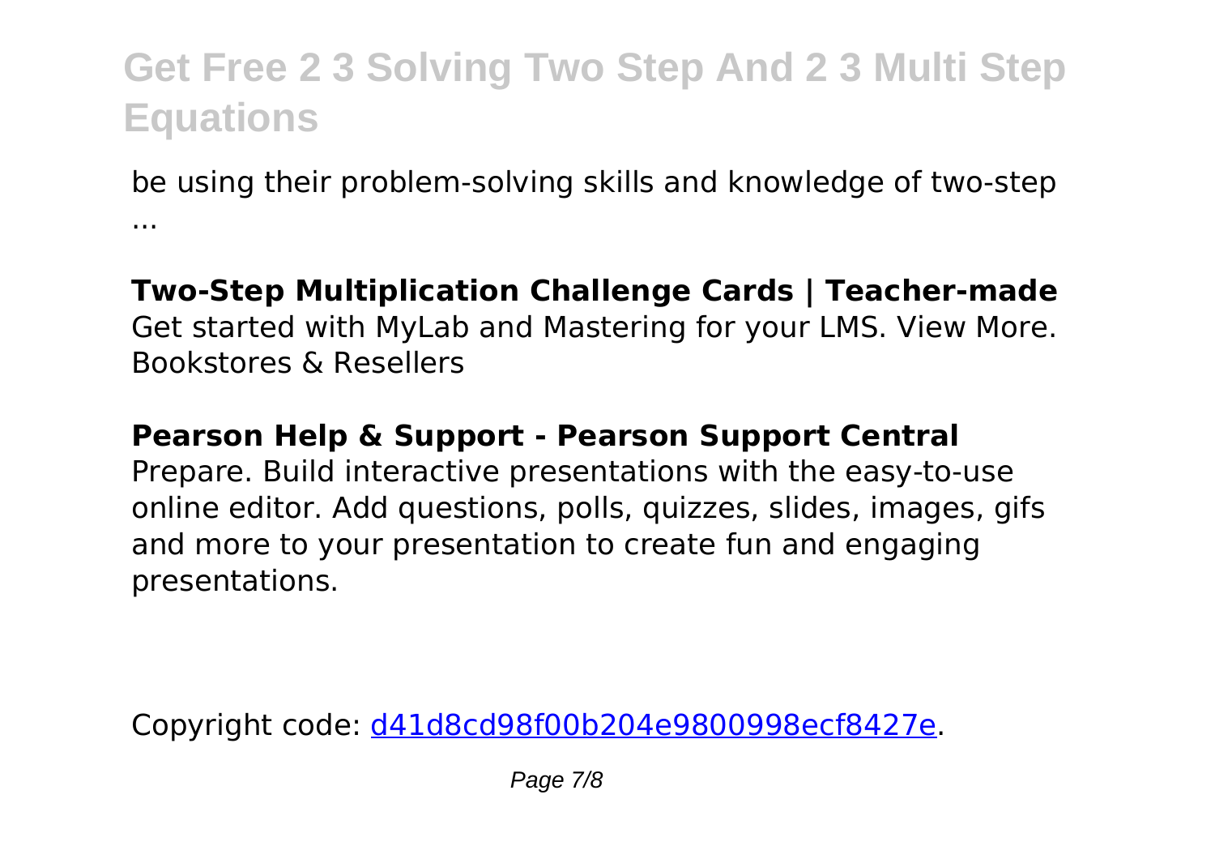be using their problem-solving skills and knowledge of two-step ...

**Two-Step Multiplication Challenge Cards | Teacher-made**

Get started with MyLab and Mastering for your LMS. View More. Bookstores & Resellers

**Pearson Help & Support - Pearson Support Central**

Prepare. Build interactive presentations with the easy-to-use online editor. Add questions, polls, quizzes, slides, images, gifs and more to your presentation to create fun and engaging presentations.

Copyright code: [d41d8cd98f00b204e9800998ecf8427e](d41d8cd98f00b204e9800998ecf8427e).